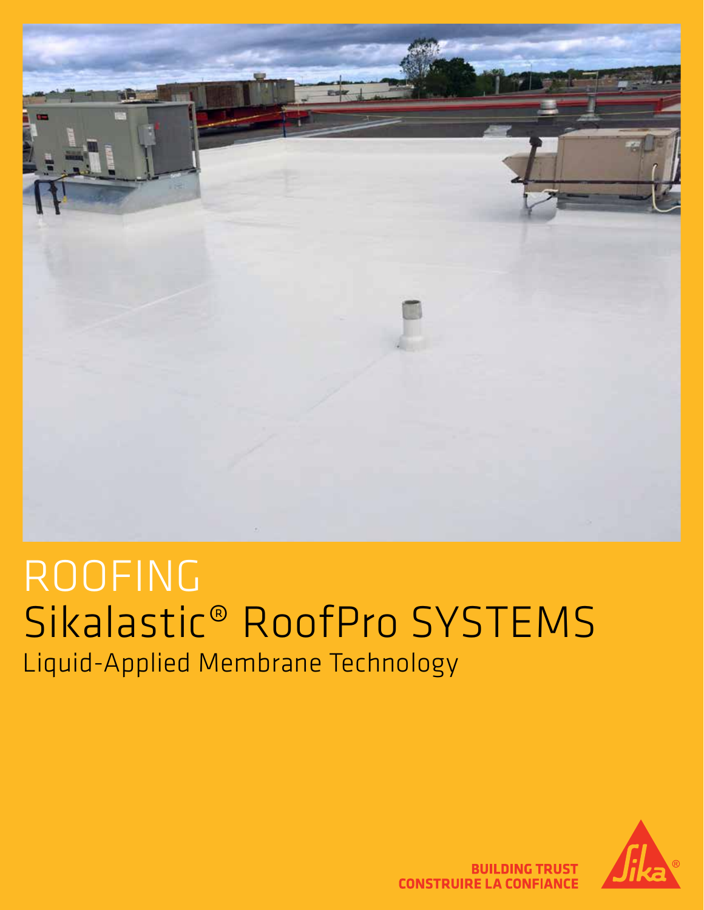# ROOFING

## Sikalastic® RoofPro SYSTEMS

Liquid-Applied Membrane Technology

**BUILDING TRUST**
**CONSTRUIRE LA CONFIANCE**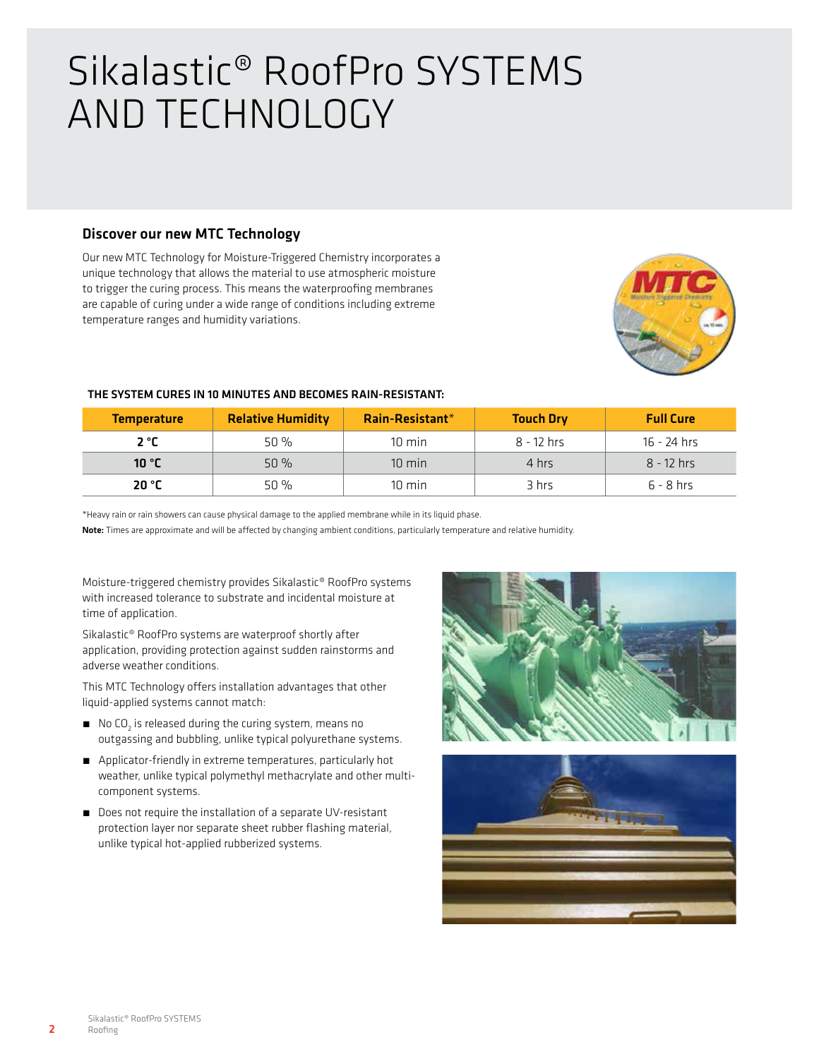# Sikalastic® RoofPro SYSTEMS AND TECHNOLOGY

## Discover our new MTC Technology

Our new MTC Technology for Moisture-Triggered Chemistry incorporates a unique technology that allows the material to use atmospheric moisture to trigger the curing process. This means the waterproofing membranes are capable of curing under a wide range of conditions including extreme temperature ranges and humidity variations.

**THE SYSTEM CURES IN 10 MINUTES AND BECOMES RAIN-RESISTANT:**

| Temperature | Relative Humidity | Rain-Resistant* | Touch Dry | Full Cure |
|---|---|---|---|---|
| **2 °C** | 50 % | 10 min | 8 - 12 hrs | 16 - 24 hrs |
| **10 °C** | 50 % | 10 min | 4 hrs | 8 - 12 hrs |
| **20 °C** | 50 % | 10 min | 3 hrs | 6 - 8 hrs |

*Heavy rain or rain showers can cause physical damage to the applied membrane while in its liquid phase.

**Note:** Times are approximate and will be affected by changing ambient conditions, particularly temperature and relative humidity.

Moisture-triggered chemistry provides Sikalastic® RoofPro systems with increased tolerance to substrate and incidental moisture at time of application.

Sikalastic® RoofPro systems are waterproof shortly after application, providing protection against sudden rainstorms and adverse weather conditions.

This MTC Technology offers installation advantages that other liquid-applied systems cannot match:

- No $CO_2$ is released during the curing system, means no outgassing and bubbling, unlike typical polyurethane systems.
- Applicator-friendly in extreme temperatures, particularly hot weather, unlike typical polymethyl methacrylate and other multi-component systems.
- Does not require the installation of a separate UV-resistant protection layer nor separate sheet rubber flashing material, unlike typical hot-applied rubberized systems.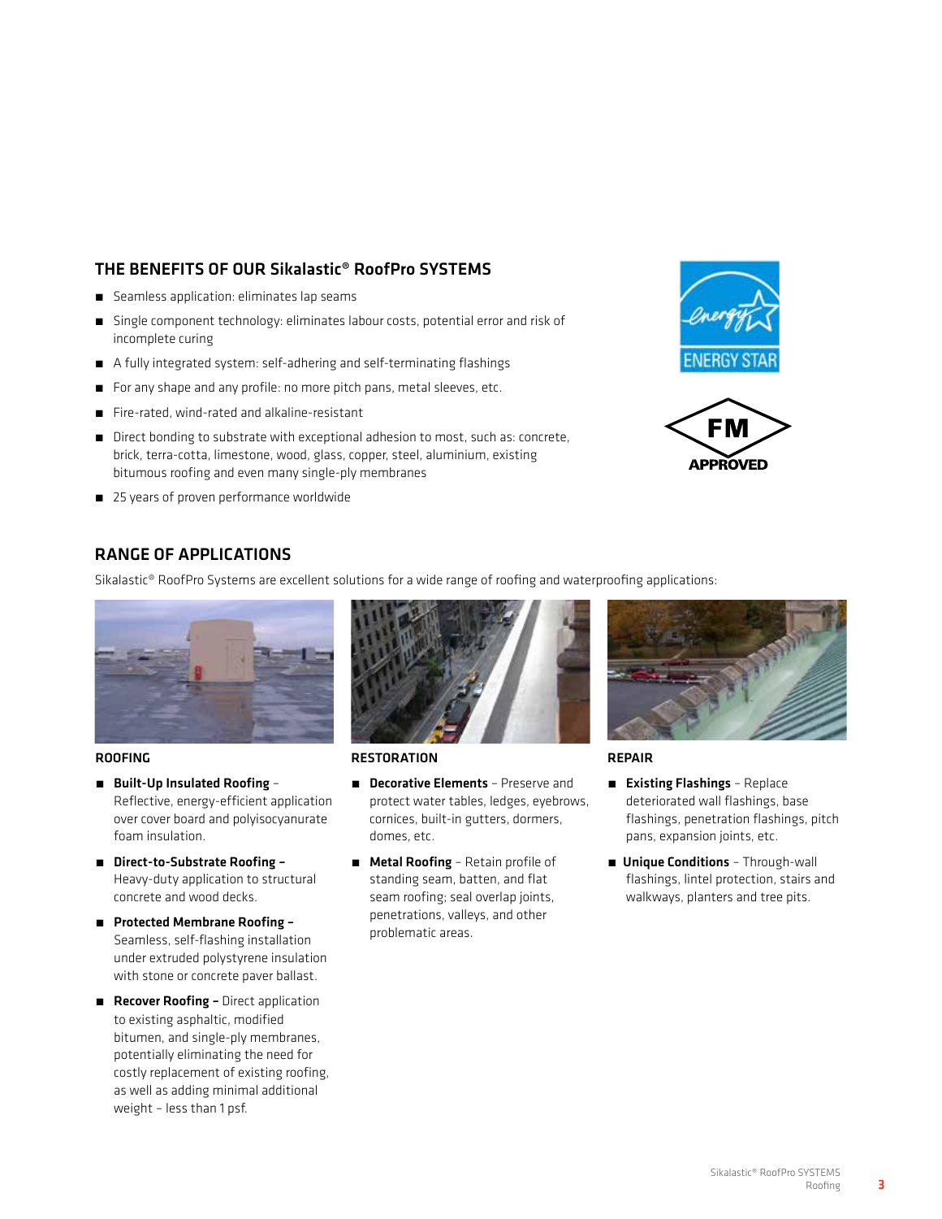## THE BENEFITS OF OUR Sikalastic® RoofPro SYSTEMS

- Seamless application: eliminates lap seams
- Single component technology: eliminates labour costs, potential error and risk of incomplete curing
- A fully integrated system: self-adhering and self-terminating flashings
- For any shape and any profile: no more pitch pans, metal sleeves, etc.
- Fire-rated, wind-rated and alkaline-resistant
- Direct bonding to substrate with exceptional adhesion to most, such as: concrete, brick, terra-cotta, limestone, wood, glass, copper, steel, aluminium, existing bitumous roofing and even many single-ply membranes
- 25 years of proven performance worldwide

## RANGE OF APPLICATIONS

Sikalastic® RoofPro Systems are excellent solutions for a wide range of roofing and waterproofing applications:

### ROOFING

- **Built-Up Insulated Roofing** – Reflective, energy-efficient application over cover board and polyisocyanurate foam insulation.
- **Direct-to-Substrate Roofing –** Heavy-duty application to structural concrete and wood decks.
- **Protected Membrane Roofing –** Seamless, self-flashing installation under extruded polystyrene insulation with stone or concrete paver ballast.
- **Recover Roofing –** Direct application to existing asphaltic, modified bitumen, and single-ply membranes, potentially eliminating the need for costly replacement of existing roofing, as well as adding minimal additional weight – less than 1 psf.

### RESTORATION

- **Decorative Elements** – Preserve and protect water tables, ledges, eyebrows, cornices, built-in gutters, dormers, domes, etc.
- **Metal Roofing** – Retain profile of standing seam, batten, and flat seam roofing; seal overlap joints, penetrations, valleys, and other problematic areas.

### REPAIR

- **Existing Flashings** – Replace deteriorated wall flashings, base flashings, penetration flashings, pitch pans, expansion joints, etc.
- **Unique Conditions** – Through-wall flashings, lintel protection, stairs and walkways, planters and tree pits.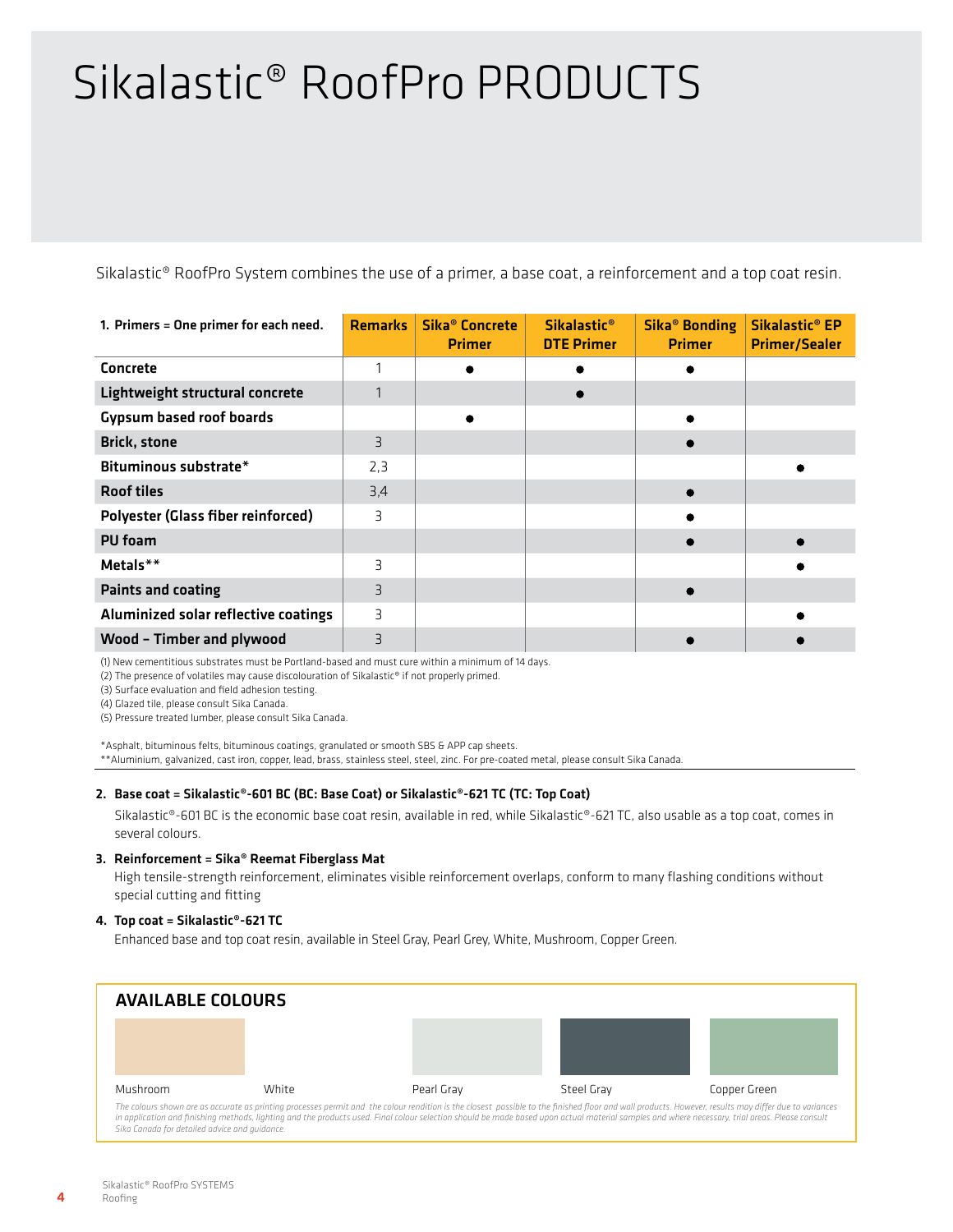# Sikalastic® RoofPro PRODUCTS

Sikalastic® RoofPro System combines the use of a primer, a base coat, a reinforcement and a top coat resin.

| 1. Primers = One primer for each need. | Remarks | Sika® Concrete Primer | Sikalastic® DTE Primer | Sika® Bonding Primer | Sikalastic® EP Primer/Sealer |
|---|---|---|---|---|---|
| Concrete | 1 | ● | ● | ● | |
| Lightweight structural concrete | 1 | | ● | | |
| Gypsum based roof boards | | ● | | ● | |
| Brick, stone | 3 | | | ● | |
| Bituminous substrate* | 2,3 | | | | ● |
| Roof tiles | 3,4 | | | ● | |
| Polyester (Glass fiber reinforced) | 3 | | | ● | |
| PU foam | | | | ● | ● |
| Metals** | 3 | | | | ● |
| Paints and coating | 3 | | | ● | |
| Aluminized solar reflective coatings | 3 | | | | ● |
| Wood – Timber and plywood | 3 | | | ● | ● |

(1) New cementitious substrates must be Portland-based and must cure within a minimum of 14 days.
(2) The presence of volatiles may cause discolouration of Sikalastic® if not properly primed.
(3) Surface evaluation and field adhesion testing.
(4) Glazed tile, please consult Sika Canada.
(5) Pressure treated lumber, please consult Sika Canada.

*Asphalt, bituminous felts, bituminous coatings, granulated or smooth SBS & APP cap sheets.
**Aluminium, galvanized, cast iron, copper, lead, brass, stainless steel, steel, zinc. For pre-coated metal, please consult Sika Canada.

**2. Base coat = Sikalastic®-601 BC (BC: Base Coat) or Sikalastic®-621 TC (TC: Top Coat)**

Sikalastic®-601 BC is the economic base coat resin, available in red, while Sikalastic®-621 TC, also usable as a top coat, comes in several colours.

**3. Reinforcement = Sika® Reemat Fiberglass Mat**

High tensile-strength reinforcement, eliminates visible reinforcement overlaps, conform to many flashing conditions without special cutting and fitting

**4. Top coat = Sikalastic®-621 TC**

Enhanced base and top coat resin, available in Steel Gray, Pearl Grey, White, Mushroom, Copper Green.

## AVAILABLE COLOURS

Mushroom | White | Pearl Gray | Steel Gray | Copper Green

*The colours shown are as accurate as printing processes permit and the colour rendition is the closest possible to the finished floor and wall products. However, results may differ due to variances in application and finishing methods, lighting and the products used. Final colour selection should be made based upon actual material samples and where necessary, trial areas. Please consult Sika Canada for detailed advice and guidance.*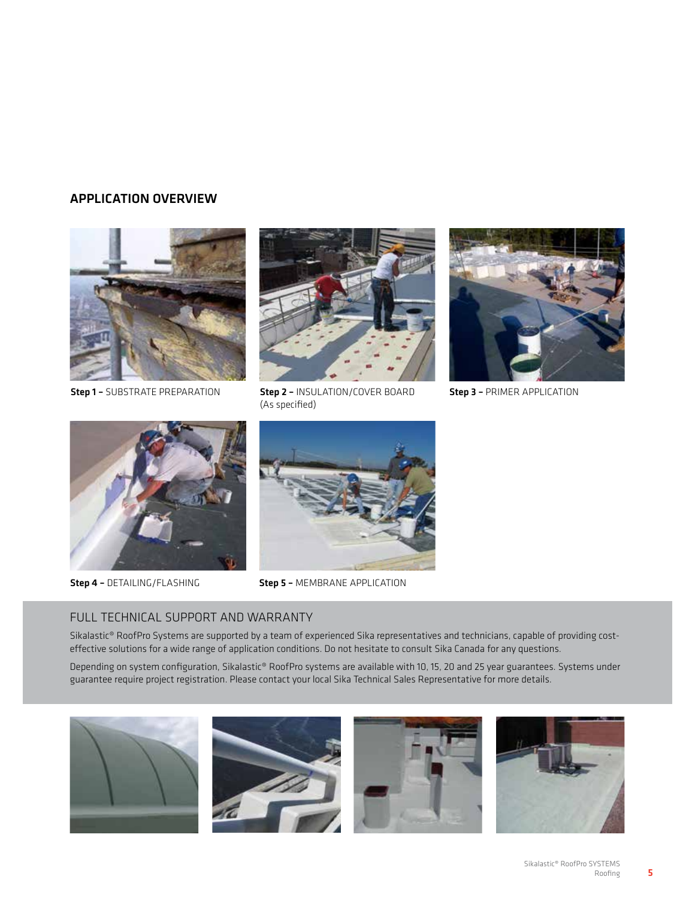## APPLICATION OVERVIEW

**Step 1 –** SUBSTRATE PREPARATION

**Step 2 –** INSULATION/COVER BOARD (As specified)

**Step 3 –** PRIMER APPLICATION

**Step 4 –** DETAILING/FLASHING

**Step 5 –** MEMBRANE APPLICATION

### FULL TECHNICAL SUPPORT AND WARRANTY

Sikalastic® RoofPro Systems are supported by a team of experienced Sika representatives and technicians, capable of providing cost-effective solutions for a wide range of application conditions. Do not hesitate to consult Sika Canada for any questions.

Depending on system configuration, Sikalastic® RoofPro systems are available with 10, 15, 20 and 25 year guarantees. Systems under guarantee require project registration. Please contact your local Sika Technical Sales Representative for more details.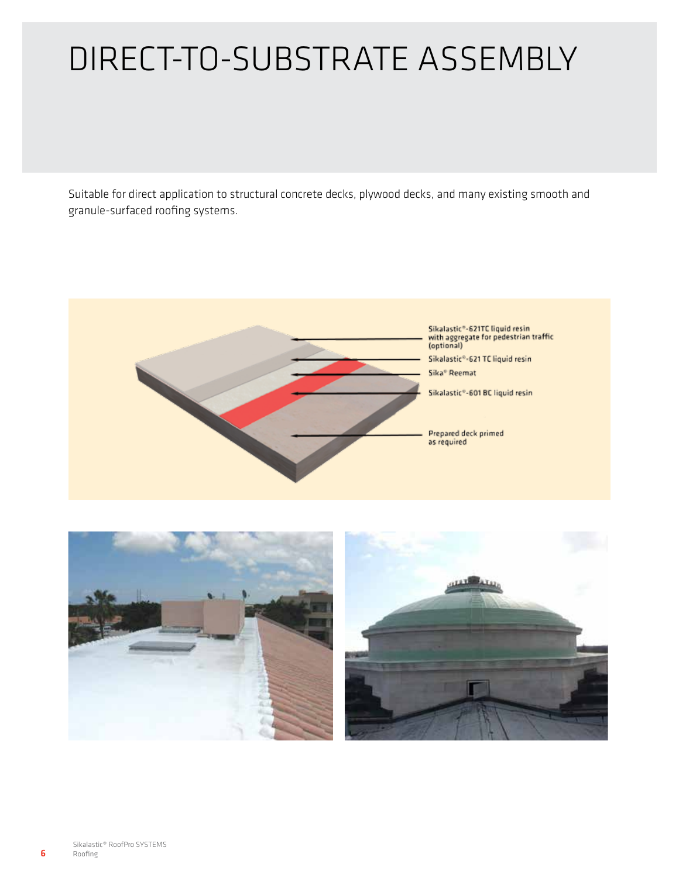# DIRECT-TO-SUBSTRATE ASSEMBLY

Suitable for direct application to structural concrete decks, plywood decks, and many existing smooth and granule-surfaced roofing systems.

- Sikalastic®-621TC liquid resin with aggregate for pedestrian traffic (optional)
- Sikalastic®-621 TC liquid resin
- Sika® Reemat
- Sikalastic®-601 BC liquid resin
- Prepared deck primed as required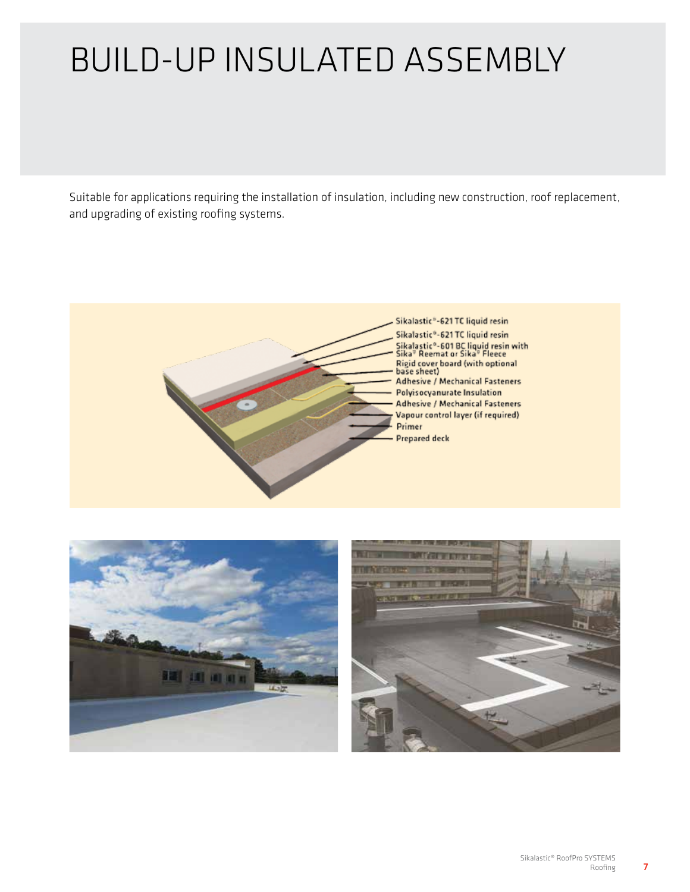# BUILD-UP INSULATED ASSEMBLY

Suitable for applications requiring the installation of insulation, including new construction, roof replacement, and upgrading of existing roofing systems.

- Sikalastic®-621 TC liquid resin
- Sikalastic®-621 TC liquid resin
- Sikalastic®-601 BC liquid resin with Sika® Reemat or Sika® Fleece
- Rigid cover board (with optional base sheet)
- Adhesive / Mechanical Fasteners
- Polyisocyanurate Insulation
- Adhesive / Mechanical Fasteners
- Vapour control layer (if required)
- Primer
- Prepared deck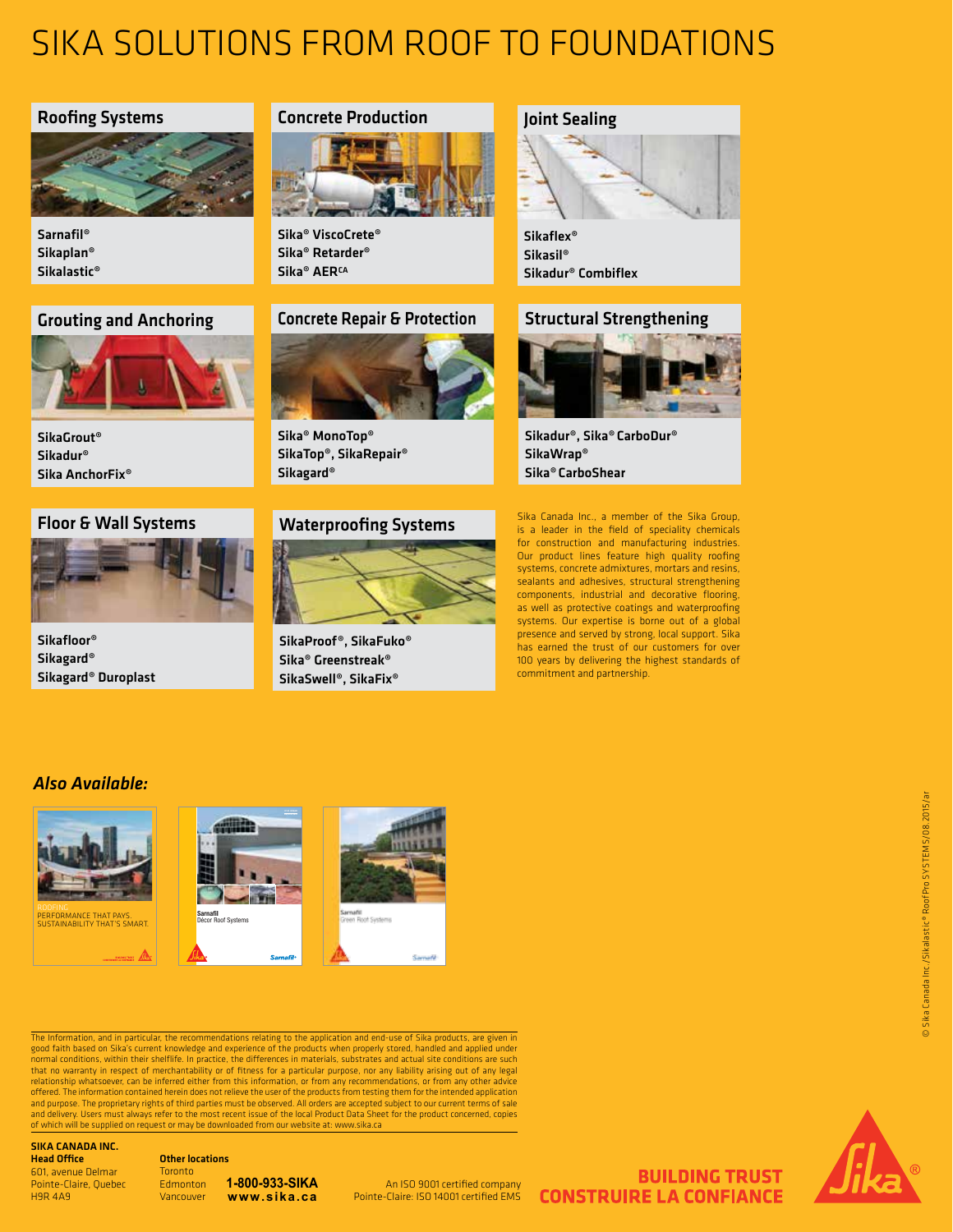# SIKA SOLUTIONS FROM ROOF TO FOUNDATIONS

## Roofing Systems

**Sarnafil®**
**Sikaplan®**
**Sikalastic®**

## Concrete Production

**Sika® ViscoCrete®**
**Sika® Retarder®**
**Sika® AER[CA]**

## Joint Sealing

**Sikaflex®**
**Sikasil®**
**Sikadur® Combiflex**

## Grouting and Anchoring

**SikaGrout®**
**Sikadur®**
**Sika AnchorFix®**

## Concrete Repair & Protection

**Sika® MonoTop®**
**SikaTop®, SikaRepair®**
**Sikagard®**

## Structural Strengthening

**Sikadur®, Sika® CarboDur®**
**SikaWrap®**
**Sika® CarboShear**

## Floor & Wall Systems

**Sikafloor®**
**Sikagard®**
**Sikagard® Duroplast**

## Waterproofing Systems

**SikaProof®, SikaFuko®**
**Sika® Greenstreak®**
**SikaSwell®, SikaFix®**

Sika Canada Inc., a member of the Sika Group, is a leader in the field of speciality chemicals for construction and manufacturing industries. Our product lines feature high quality roofing systems, concrete admixtures, mortars and resins, sealants and adhesives, structural strengthening components, industrial and decorative flooring, as well as protective coatings and waterproofing systems. Our expertise is borne out of a global presence and served by strong, local support. Sika has earned the trust of our customers for over 100 years by delivering the highest standards of commitment and partnership.

## *Also Available:*

ROOFING
PERFORMANCE THAT PAYS.
SUSTAINABILITY THAT'S SMART.

Sarnafil
Décor Roof Systems

Sarnafil
Green Roof Systems

The Information, and in particular, the recommendations relating to the application and end-use of Sika products, are given in good faith based on Sika's current knowledge and experience of the products when properly stored, handled and applied under normal conditions, within their shelflife. In practice, the differences in materials, substrates and actual site conditions are such that no warranty in respect of merchantability or of fitness for a particular purpose, nor any liability arising out of any legal relationship whatsoever, can be inferred either from this information, or from any recommendations, or from any other advice offered. The information contained herein does not relieve the user of the products from testing them for the intended application and purpose. The proprietary rights of third parties must be observed. All orders are accepted subject to our current terms of sale and delivery. Users must always refer to the most recent issue of the local Product Data Sheet for the product concerned, copies of which will be supplied on request or may be downloaded from our website at: www.sika.ca

**SIKA CANADA INC.**
**Head Office**
601, avenue Delmar
Pointe-Claire, Quebec
H9R 4A9

**Other locations**
Toronto
Edmonton
Vancouver

**1-800-933-SIKA**
**www.sika.ca**

An ISO 9001 certified company
Pointe-Claire: ISO 14001 certified EMS

**BUILDING TRUST**
**CONSTRUIRE LA CONFIANCE**

© Sika Canada Inc./Sikalastic® RoofPro SYSTEMS/08.2015/ar